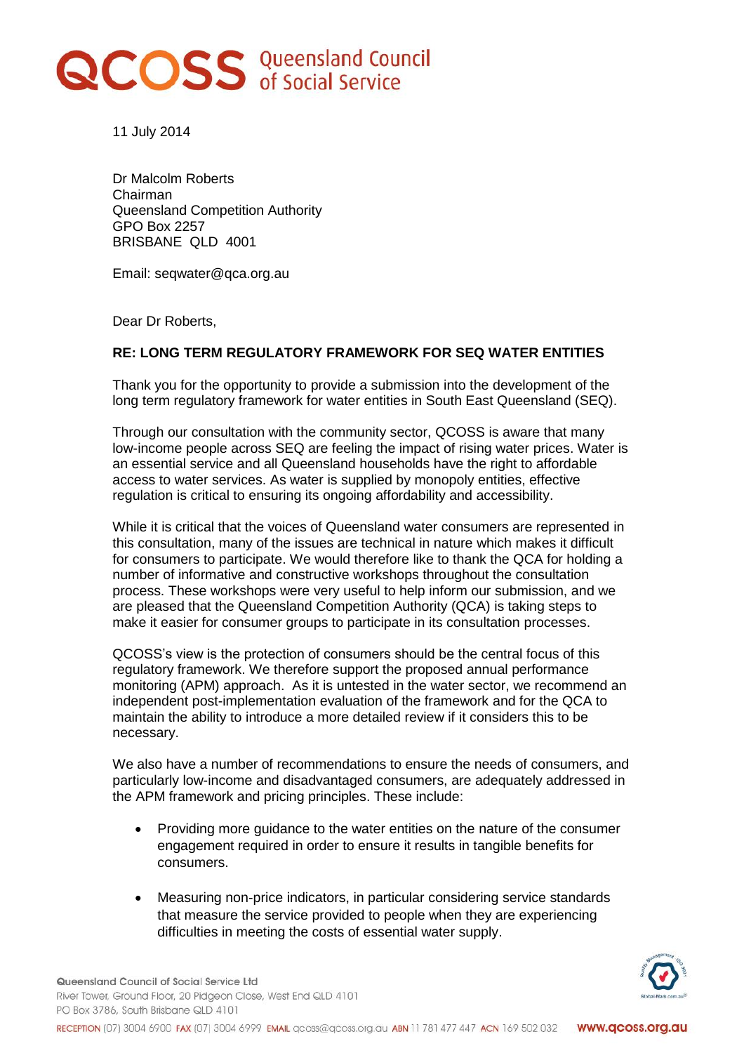# QCOSS Queensland Council of Social Service

11 July 2014

Dr Malcolm Roberts
Chairman
Queensland Competition Authority
GPO Box 2257
BRISBANE QLD 4001

Email: seqwater@qca.org.au

Dear Dr Roberts,

**RE: LONG TERM REGULATORY FRAMEWORK FOR SEQ WATER ENTITIES**

Thank you for the opportunity to provide a submission into the development of the long term regulatory framework for water entities in South East Queensland (SEQ).

Through our consultation with the community sector, QCOSS is aware that many low-income people across SEQ are feeling the impact of rising water prices. Water is an essential service and all Queensland households have the right to affordable access to water services. As water is supplied by monopoly entities, effective regulation is critical to ensuring its ongoing affordability and accessibility.

While it is critical that the voices of Queensland water consumers are represented in this consultation, many of the issues are technical in nature which makes it difficult for consumers to participate. We would therefore like to thank the QCA for holding a number of informative and constructive workshops throughout the consultation process. These workshops were very useful to help inform our submission, and we are pleased that the Queensland Competition Authority (QCA) is taking steps to make it easier for consumer groups to participate in its consultation processes.

QCOSS's view is the protection of consumers should be the central focus of this regulatory framework. We therefore support the proposed annual performance monitoring (APM) approach. As it is untested in the water sector, we recommend an independent post-implementation evaluation of the framework and for the QCA to maintain the ability to introduce a more detailed review if it considers this to be necessary.

We also have a number of recommendations to ensure the needs of consumers, and particularly low-income and disadvantaged consumers, are adequately addressed in the APM framework and pricing principles. These include:

- Providing more guidance to the water entities on the nature of the consumer engagement required in order to ensure it results in tangible benefits for consumers.
- Measuring non-price indicators, in particular considering service standards that measure the service provided to people when they are experiencing difficulties in meeting the costs of essential water supply.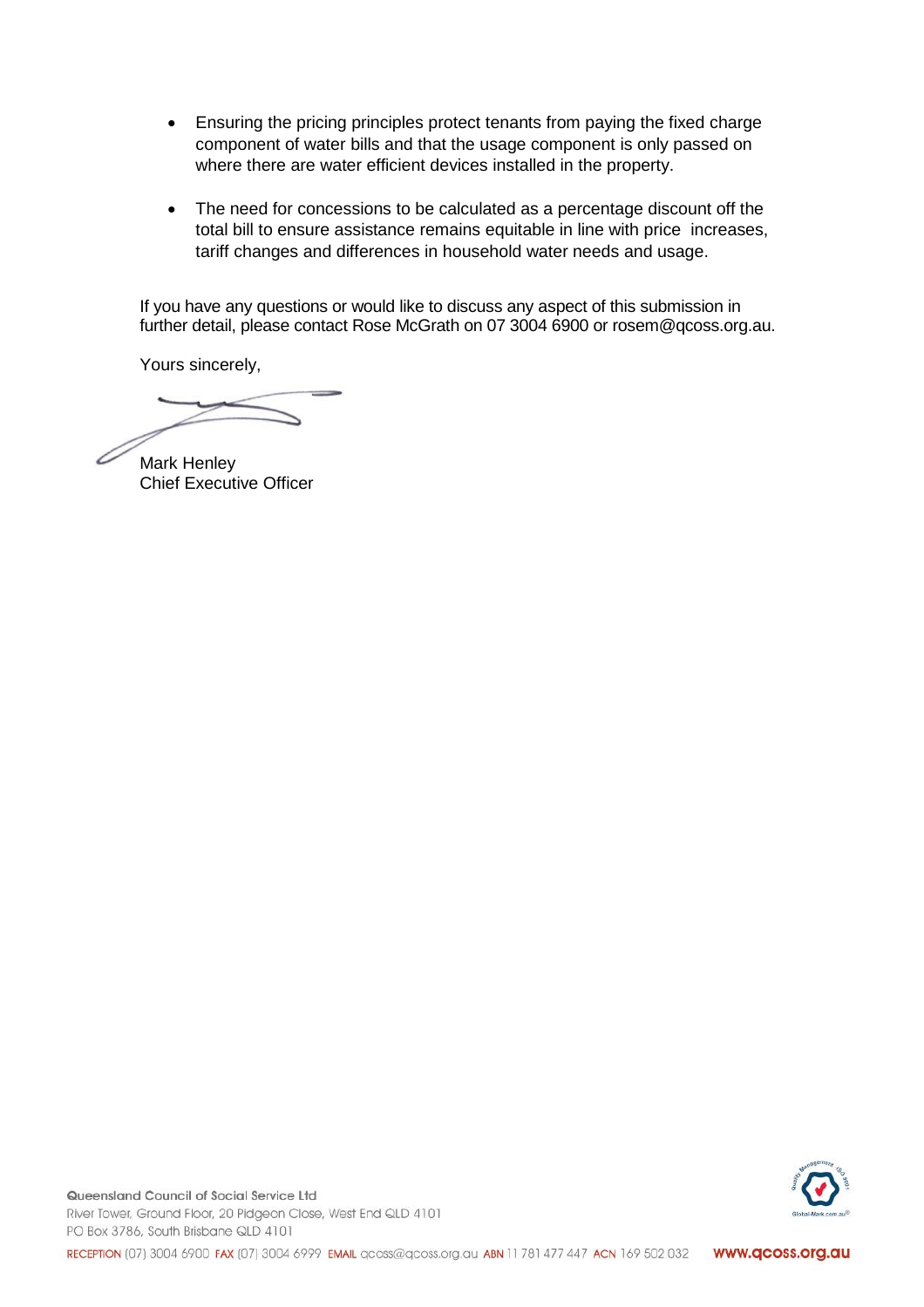- Ensuring the pricing principles protect tenants from paying the fixed charge component of water bills and that the usage component is only passed on where there are water efficient devices installed in the property.

- The need for concessions to be calculated as a percentage discount off the total bill to ensure assistance remains equitable in line with price increases, tariff changes and differences in household water needs and usage.

If you have any questions or would like to discuss any aspect of this submission in further detail, please contact Rose McGrath on 07 3004 6900 or rosem@qcoss.org.au.

Yours sincerely,

Mark Henley
Chief Executive Officer